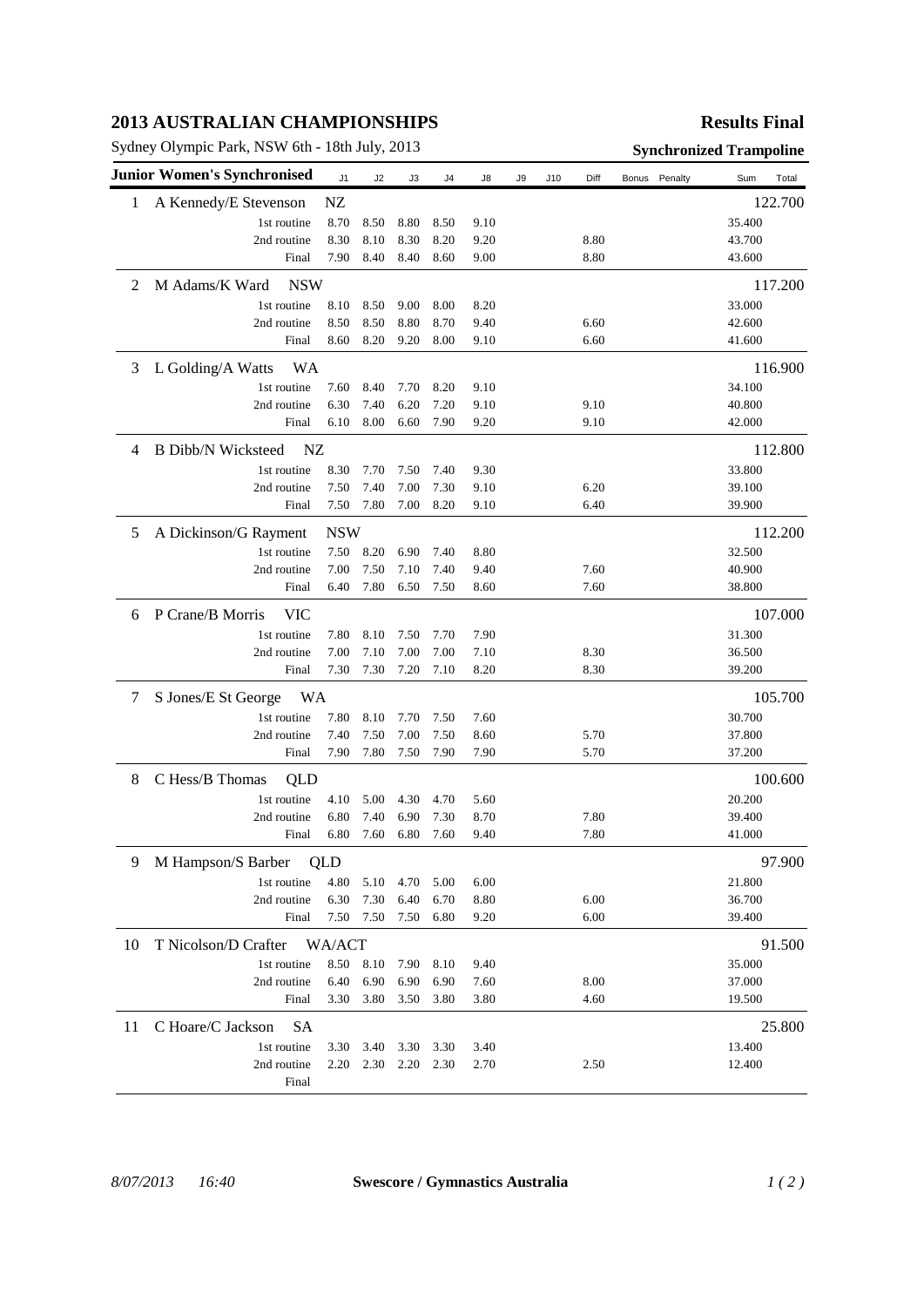# 2013 AUSTRALIAN CHAMPIONSHIPS

**Results Final**

Sydney Olympic Park, NSW 6th - 18th July, 2013

**Synchronized Trampoline**

| Junior Women's Synchronised | | J1 | J2 | J3 | J4 | J8 | J9 | J10 | Diff | Bonus | Penalty | Sum | Total |
|---|---|---|---|---|---|---|---|---|---|---|---|---|---|
| 1 | A Kennedy/E Stevenson NZ | | | | | | | | | | | | 122.700 |
| | 1st routine | 8.70 | 8.50 | 8.80 | 8.50 | 9.10 | | | | | | 35.400 | |
| | 2nd routine | 8.30 | 8.10 | 8.30 | 8.20 | 9.20 | | | 8.80 | | | 43.700 | |
| | Final | 7.90 | 8.40 | 8.40 | 8.60 | 9.00 | | | 8.80 | | | 43.600 | |
| 2 | M Adams/K Ward NSW | | | | | | | | | | | | 117.200 |
| | 1st routine | 8.10 | 8.50 | 9.00 | 8.00 | 8.20 | | | | | | 33.000 | |
| | 2nd routine | 8.50 | 8.50 | 8.80 | 8.70 | 9.40 | | | 6.60 | | | 42.600 | |
| | Final | 8.60 | 8.20 | 9.20 | 8.00 | 9.10 | | | 6.60 | | | 41.600 | |
| 3 | L Golding/A Watts WA | | | | | | | | | | | | 116.900 |
| | 1st routine | 7.60 | 8.40 | 7.70 | 8.20 | 9.10 | | | | | | 34.100 | |
| | 2nd routine | 6.30 | 7.40 | 6.20 | 7.20 | 9.10 | | | 9.10 | | | 40.800 | |
| | Final | 6.10 | 8.00 | 6.60 | 7.90 | 9.20 | | | 9.10 | | | 42.000 | |
| 4 | B Dibb/N Wicksteed NZ | | | | | | | | | | | | 112.800 |
| | 1st routine | 8.30 | 7.70 | 7.50 | 7.40 | 9.30 | | | | | | 33.800 | |
| | 2nd routine | 7.50 | 7.40 | 7.00 | 7.30 | 9.10 | | | 6.20 | | | 39.100 | |
| | Final | 7.50 | 7.80 | 7.00 | 8.20 | 9.10 | | | 6.40 | | | 39.900 | |
| 5 | A Dickinson/G Rayment NSW | | | | | | | | | | | | 112.200 |
| | 1st routine | 7.50 | 8.20 | 6.90 | 7.40 | 8.80 | | | | | | 32.500 | |
| | 2nd routine | 7.00 | 7.50 | 7.10 | 7.40 | 9.40 | | | 7.60 | | | 40.900 | |
| | Final | 6.40 | 7.80 | 6.50 | 7.50 | 8.60 | | | 7.60 | | | 38.800 | |
| 6 | P Crane/B Morris VIC | | | | | | | | | | | | 107.000 |
| | 1st routine | 7.80 | 8.10 | 7.50 | 7.70 | 7.90 | | | | | | 31.300 | |
| | 2nd routine | 7.00 | 7.10 | 7.00 | 7.00 | 7.10 | | | 8.30 | | | 36.500 | |
| | Final | 7.30 | 7.30 | 7.20 | 7.10 | 8.20 | | | 8.30 | | | 39.200 | |
| 7 | S Jones/E St George WA | | | | | | | | | | | | 105.700 |
| | 1st routine | 7.80 | 8.10 | 7.70 | 7.50 | 7.60 | | | | | | 30.700 | |
| | 2nd routine | 7.40 | 7.50 | 7.00 | 7.50 | 8.60 | | | 5.70 | | | 37.800 | |
| | Final | 7.90 | 7.80 | 7.50 | 7.90 | 7.90 | | | 5.70 | | | 37.200 | |
| 8 | C Hess/B Thomas QLD | | | | | | | | | | | | 100.600 |
| | 1st routine | 4.10 | 5.00 | 4.30 | 4.70 | 5.60 | | | | | | 20.200 | |
| | 2nd routine | 6.80 | 7.40 | 6.90 | 7.30 | 8.70 | | | 7.80 | | | 39.400 | |
| | Final | 6.80 | 7.60 | 6.80 | 7.60 | 9.40 | | | 7.80 | | | 41.000 | |
| 9 | M Hampson/S Barber QLD | | | | | | | | | | | | 97.900 |
| | 1st routine | 4.80 | 5.10 | 4.70 | 5.00 | 6.00 | | | | | | 21.800 | |
| | 2nd routine | 6.30 | 7.30 | 6.40 | 6.70 | 8.80 | | | 6.00 | | | 36.700 | |
| | Final | 7.50 | 7.50 | 7.50 | 6.80 | 9.20 | | | 6.00 | | | 39.400 | |
| 10 | T Nicolson/D Crafter WA/ACT | | | | | | | | | | | | 91.500 |
| | 1st routine | 8.50 | 8.10 | 7.90 | 8.10 | 9.40 | | | | | | 35.000 | |
| | 2nd routine | 6.40 | 6.90 | 6.90 | 6.90 | 7.60 | | | 8.00 | | | 37.000 | |
| | Final | 3.30 | 3.80 | 3.50 | 3.80 | 3.80 | | | 4.60 | | | 19.500 | |
| 11 | C Hoare/C Jackson SA | | | | | | | | | | | | 25.800 |
| | 1st routine | 3.30 | 3.40 | 3.30 | 3.30 | 3.40 | | | | | | 13.400 | |
| | 2nd routine | 2.20 | 2.30 | 2.20 | 2.30 | 2.70 | | | 2.50 | | | 12.400 | |
| | Final | | | | | | | | | | | | |

*8/07/2013 16:40* **Swescore / Gymnastics Australia**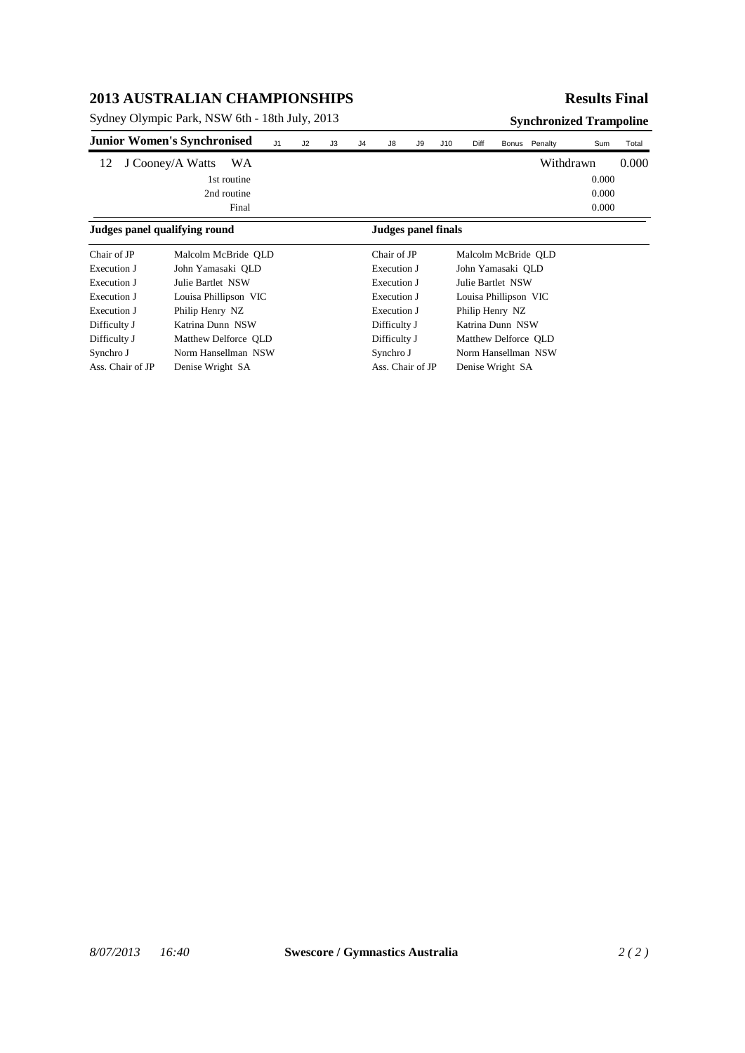# 2013 AUSTRALIAN CHAMPIONSHIPS

**Results Final**

Sydney Olympic Park, NSW 6th - 18th July, 2013

**Synchronized Trampoline**

| **Junior Women's Synchronised** | J1 | J2 | J3 | J4 | J8 | J9 | J10 | Diff | Bonus | Penalty | Sum | Total |
|---|---|---|---|---|---|---|---|---|---|---|---|---|
| 12 J Cooney/A Watts WA | | | | | | | | | | Withdrawn | | 0.000 |
| 1st routine | | | | | | | | | | | 0.000 | |
| 2nd routine | | | | | | | | | | | 0.000 | |
| Final | | | | | | | | | | | 0.000 | |

| Judges panel qualifying round | | Judges panel finals | |
|---|---|---|---|
| Chair of JP | Malcolm McBride QLD | Chair of JP | Malcolm McBride QLD |
| Execution J | John Yamasaki QLD | Execution J | John Yamasaki QLD |
| Execution J | Julie Bartlet NSW | Execution J | Julie Bartlet NSW |
| Execution J | Louisa Phillipson VIC | Execution J | Louisa Phillipson VIC |
| Execution J | Philip Henry NZ | Execution J | Philip Henry NZ |
| Difficulty J | Katrina Dunn NSW | Difficulty J | Katrina Dunn NSW |
| Difficulty J | Matthew Delforce QLD | Difficulty J | Matthew Delforce QLD |
| Synchro J | Norm Hansellman NSW | Synchro J | Norm Hansellman NSW |
| Ass. Chair of JP | Denise Wright SA | Ass. Chair of JP | Denise Wright SA |

*8/07/2013 16:40* **Swescore / Gymnastics Australia**